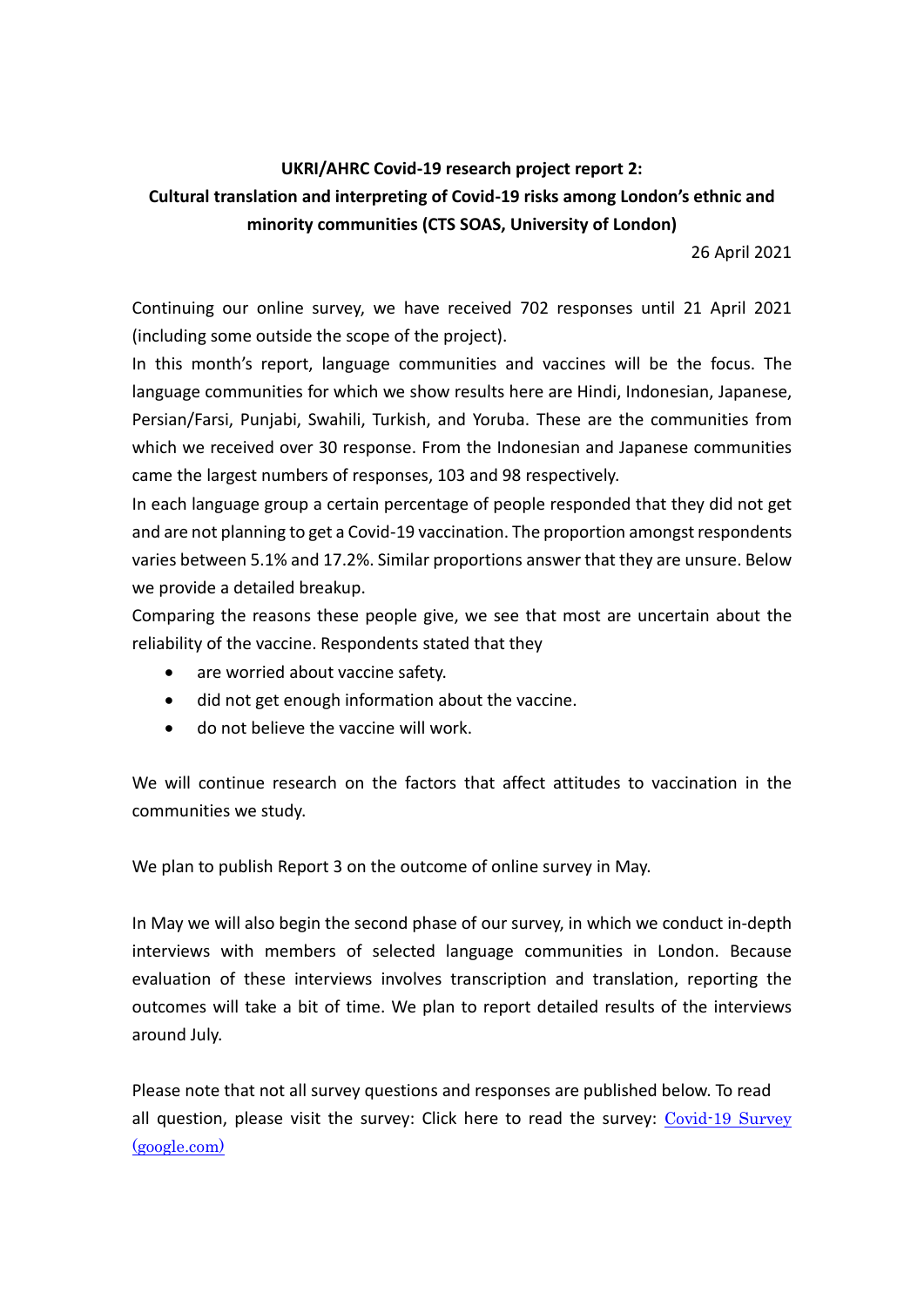**UKRI/AHRC Covid-19 research project report 2:**
**Cultural translation and interpreting of Covid-19 risks among London's ethnic and minority communities (CTS SOAS, University of London)**

26 April 2021

Continuing our online survey, we have received 702 responses until 21 April 2021 (including some outside the scope of the project).

In this month's report, language communities and vaccines will be the focus. The language communities for which we show results here are Hindi, Indonesian, Japanese, Persian/Farsi, Punjabi, Swahili, Turkish, and Yoruba. These are the communities from which we received over 30 response. From the Indonesian and Japanese communities came the largest numbers of responses, 103 and 98 respectively.

In each language group a certain percentage of people responded that they did not get and are not planning to get a Covid-19 vaccination. The proportion amongst respondents varies between 5.1% and 17.2%. Similar proportions answer that they are unsure. Below we provide a detailed breakup.

Comparing the reasons these people give, we see that most are uncertain about the reliability of the vaccine. Respondents stated that they

- are worried about vaccine safety.
- did not get enough information about the vaccine.
- do not believe the vaccine will work.

We will continue research on the factors that affect attitudes to vaccination in the communities we study.

We plan to publish Report 3 on the outcome of online survey in May.

In May we will also begin the second phase of our survey, in which we conduct in-depth interviews with members of selected language communities in London. Because evaluation of these interviews involves transcription and translation, reporting the outcomes will take a bit of time. We plan to report detailed results of the interviews around July.

Please note that not all survey questions and responses are published below. To read all question, please visit the survey: Click here to read the survey: [Covid-19 Survey (google.com)]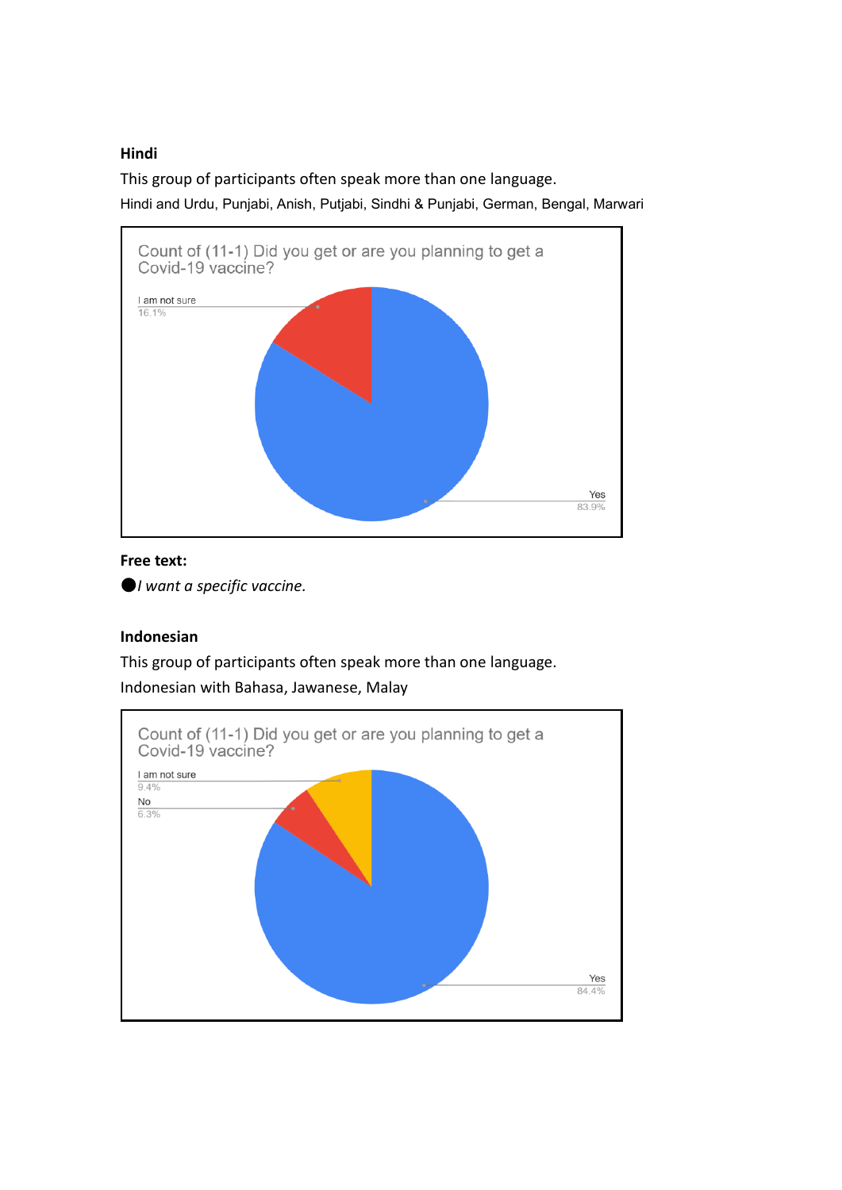**Hindi**

This group of participants often speak more than one language.

Hindi and Urdu, Punjabi, Anish, Putjabi, Sindhi & Punjabi, German, Bengal, Marwari

Count of (11-1) Did you get or are you planning to get a Covid-19 vaccine?

| Response | Percentage |
|---|---|
| I am not sure | 16.1% |
| Yes | 83.9% |

**Free text:**

- *I want a specific vaccine.*

**Indonesian**

This group of participants often speak more than one language.

Indonesian with Bahasa, Jawanese, Malay

Count of (11-1) Did you get or are you planning to get a Covid-19 vaccine?

| Response | Percentage |
|---|---|
| I am not sure | 9.4% |
| No | 6.3% |
| Yes | 84.4% |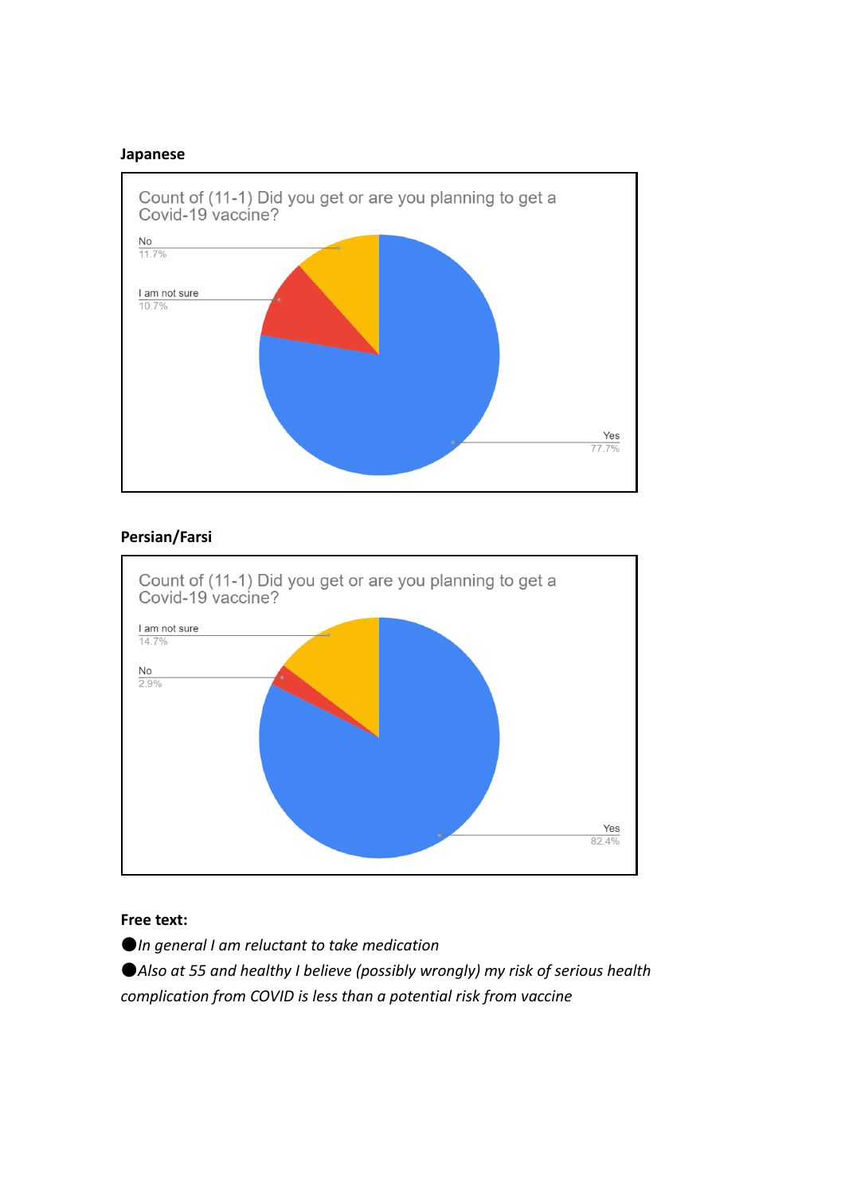**Japanese**

Count of (11-1) Did you get or are you planning to get a Covid-19 vaccine?

| Response | Percentage |
| --- | --- |
| No | 11.7% |
| I am not sure | 10.7% |
| Yes | 77.7% |

**Persian/Farsi**

Count of (11-1) Did you get or are you planning to get a Covid-19 vaccine?

| Response | Percentage |
| --- | --- |
| I am not sure | 14.7% |
| No | 2.9% |
| Yes | 82.4% |

**Free text:**

- *In general I am reluctant to take medication*
- *Also at 55 and healthy I believe (possibly wrongly) my risk of serious health complication from COVID is less than a potential risk from vaccine*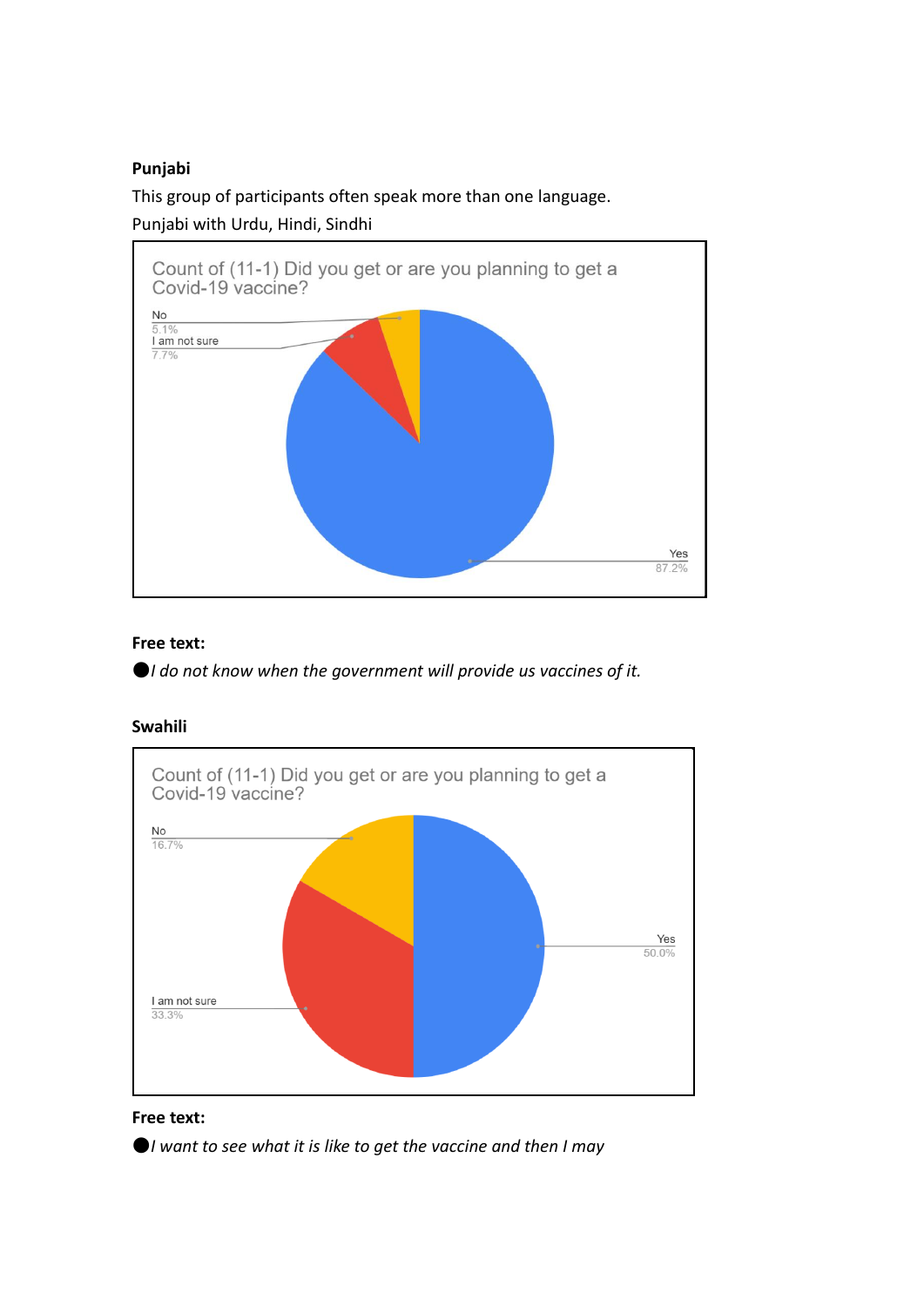**Punjabi**

This group of participants often speak more than one language.

Punjabi with Urdu, Hindi, Sindhi

Count of (11-1) Did you get or are you planning to get a Covid-19 vaccine?

| Response | Percentage |
|---|---|
| Yes | 87.2% |
| I am not sure | 7.7% |
| No | 5.1% |

**Free text:**

- *I do not know when the government will provide us vaccines of it.*

**Swahili**

Count of (11-1) Did you get or are you planning to get a Covid-19 vaccine?

| Response | Percentage |
|---|---|
| Yes | 50.0% |
| I am not sure | 33.3% |
| No | 16.7% |

**Free text:**

- *I want to see what it is like to get the vaccine and then I may*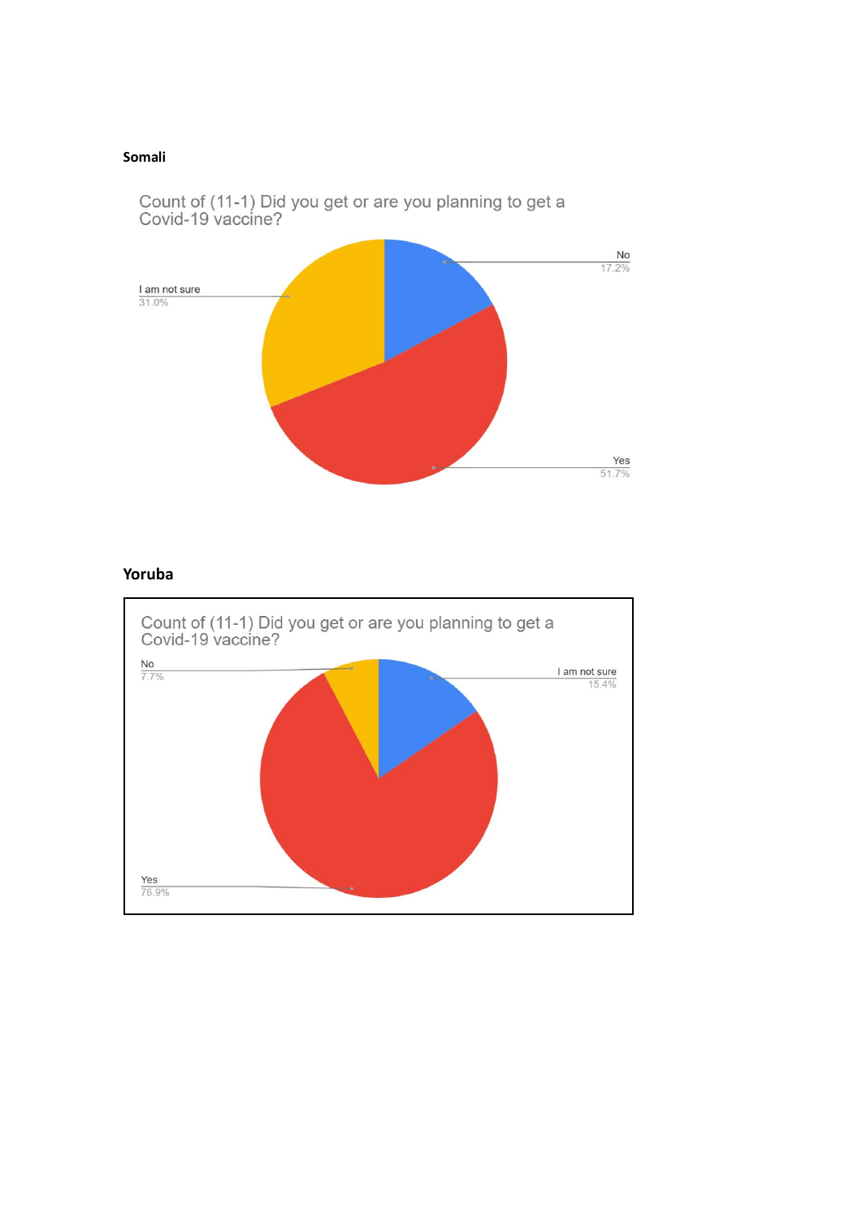**Somali**

Count of (11-1) Did you get or are you planning to get a Covid-19 vaccine?

No
17.2%

I am not sure
31.0%

Yes
51.7%

**Yoruba**

Count of (11-1) Did you get or are you planning to get a Covid-19 vaccine?

No
7.7%

I am not sure
15.4%

Yes
76.9%